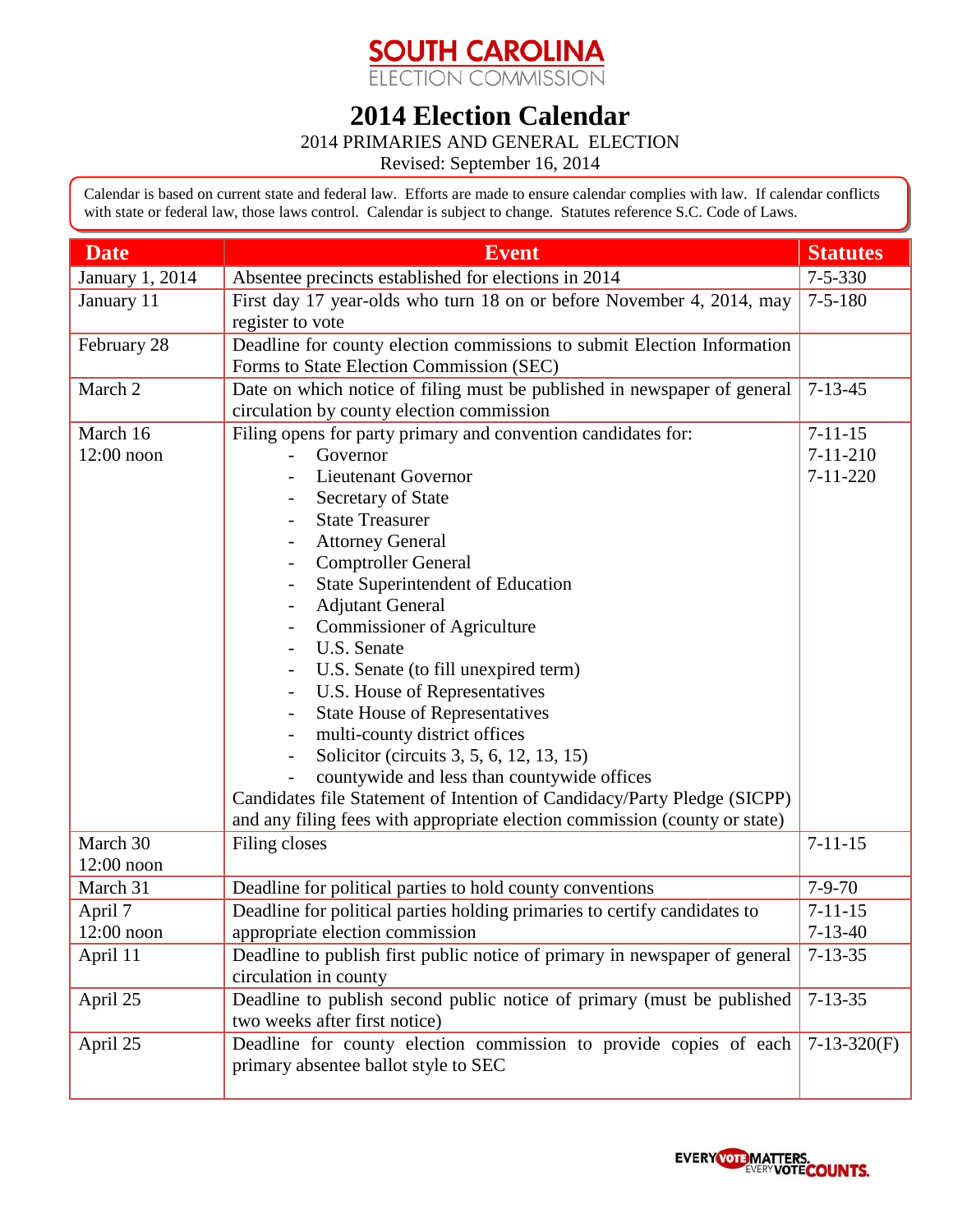# SOUTH CAROLINA
ELECTION COMMISSION

# 2014 Election Calendar

2014 PRIMARIES AND GENERAL ELECTION

Revised: September 16, 2014

Calendar is based on current state and federal law. Efforts are made to ensure calendar complies with law. If calendar conflicts with state or federal law, those laws control. Calendar is subject to change. Statutes reference S.C. Code of Laws.

| Date | Event | Statutes |
|---|---|---|
| January 1, 2014 | Absentee precincts established for elections in 2014 | 7-5-330 |
| January 11 | First day 17 year-olds who turn 18 on or before November 4, 2014, may register to vote | 7-5-180 |
| February 28 | Deadline for county election commissions to submit Election Information Forms to State Election Commission (SEC) | |
| March 2 | Date on which notice of filing must be published in newspaper of general circulation by county election commission | 7-13-45 |
| March 16<br>12:00 noon | Filing opens for party primary and convention candidates for:<br>- Governor<br>- Lieutenant Governor<br>- Secretary of State<br>- State Treasurer<br>- Attorney General<br>- Comptroller General<br>- State Superintendent of Education<br>- Adjutant General<br>- Commissioner of Agriculture<br>- U.S. Senate<br>- U.S. Senate (to fill unexpired term)<br>- U.S. House of Representatives<br>- State House of Representatives<br>- multi-county district offices<br>- Solicitor (circuits 3, 5, 6, 12, 13, 15)<br>- countywide and less than countywide offices<br>Candidates file Statement of Intention of Candidacy/Party Pledge (SICPP) and any filing fees with appropriate election commission (county or state) | 7-11-15<br>7-11-210<br>7-11-220 |
| March 30<br>12:00 noon | Filing closes | 7-11-15 |
| March 31 | Deadline for political parties to hold county conventions | 7-9-70 |
| April 7<br>12:00 noon | Deadline for political parties holding primaries to certify candidates to appropriate election commission | 7-11-15<br>7-13-40 |
| April 11 | Deadline to publish first public notice of primary in newspaper of general circulation in county | 7-13-35 |
| April 25 | Deadline to publish second public notice of primary (must be published two weeks after first notice) | 7-13-35 |
| April 25 | Deadline for county election commission to provide copies of each primary absentee ballot style to SEC | 7-13-320(F) |

EVERY VOTE MATTERS. EVERY VOTE COUNTS.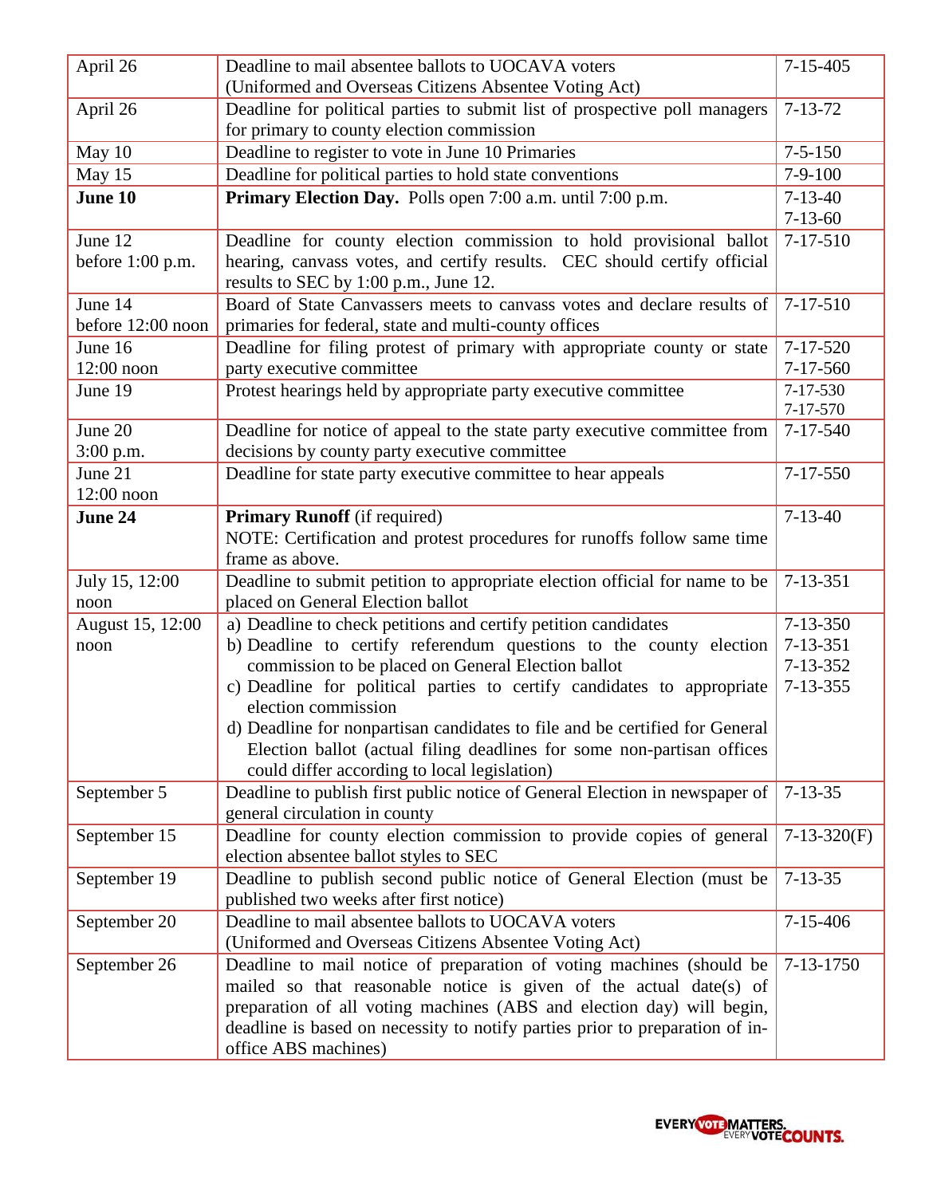| April 26 | Deadline to mail absentee ballots to UOCAVA voters (Uniformed and Overseas Citizens Absentee Voting Act) | 7-15-405 |
|---|---|---|
| April 26 | Deadline for political parties to submit list of prospective poll managers for primary to county election commission | 7-13-72 |
| May 10 | Deadline to register to vote in June 10 Primaries | 7-5-150 |
| May 15 | Deadline for political parties to hold state conventions | 7-9-100 |
| **June 10** | **Primary Election Day.** Polls open 7:00 a.m. until 7:00 p.m. | 7-13-40<br>7-13-60 |
| June 12<br>before 1:00 p.m. | Deadline for county election commission to hold provisional ballot hearing, canvass votes, and certify results. CEC should certify official results to SEC by 1:00 p.m., June 12. | 7-17-510 |
| June 14<br>before 12:00 noon | Board of State Canvassers meets to canvass votes and declare results of primaries for federal, state and multi-county offices | 7-17-510 |
| June 16<br>12:00 noon | Deadline for filing protest of primary with appropriate county or state party executive committee | 7-17-520<br>7-17-560 |
| June 19 | Protest hearings held by appropriate party executive committee | 7-17-530<br>7-17-570 |
| June 20<br>3:00 p.m. | Deadline for notice of appeal to the state party executive committee from decisions by county party executive committee | 7-17-540 |
| June 21<br>12:00 noon | Deadline for state party executive committee to hear appeals | 7-17-550 |
| **June 24** | **Primary Runoff** (if required)<br>NOTE: Certification and protest procedures for runoffs follow same time frame as above. | 7-13-40 |
| July 15, 12:00 noon | Deadline to submit petition to appropriate election official for name to be placed on General Election ballot | 7-13-351 |
| August 15, 12:00 noon | a) Deadline to check petitions and certify petition candidates<br>b) Deadline to certify referendum questions to the county election commission to be placed on General Election ballot<br>c) Deadline for political parties to certify candidates to appropriate election commission<br>d) Deadline for nonpartisan candidates to file and be certified for General Election ballot (actual filing deadlines for some non-partisan offices could differ according to local legislation) | 7-13-350<br>7-13-351<br>7-13-352<br>7-13-355 |
| September 5 | Deadline to publish first public notice of General Election in newspaper of general circulation in county | 7-13-35 |
| September 15 | Deadline for county election commission to provide copies of general election absentee ballot styles to SEC | 7-13-320(F) |
| September 19 | Deadline to publish second public notice of General Election (must be published two weeks after first notice) | 7-13-35 |
| September 20 | Deadline to mail absentee ballots to UOCAVA voters (Uniformed and Overseas Citizens Absentee Voting Act) | 7-15-406 |
| September 26 | Deadline to mail notice of preparation of voting machines (should be mailed so that reasonable notice is given of the actual date(s) of preparation of all voting machines (ABS and election day) will begin, deadline is based on necessity to notify parties prior to preparation of in-office ABS machines) | 7-13-1750 |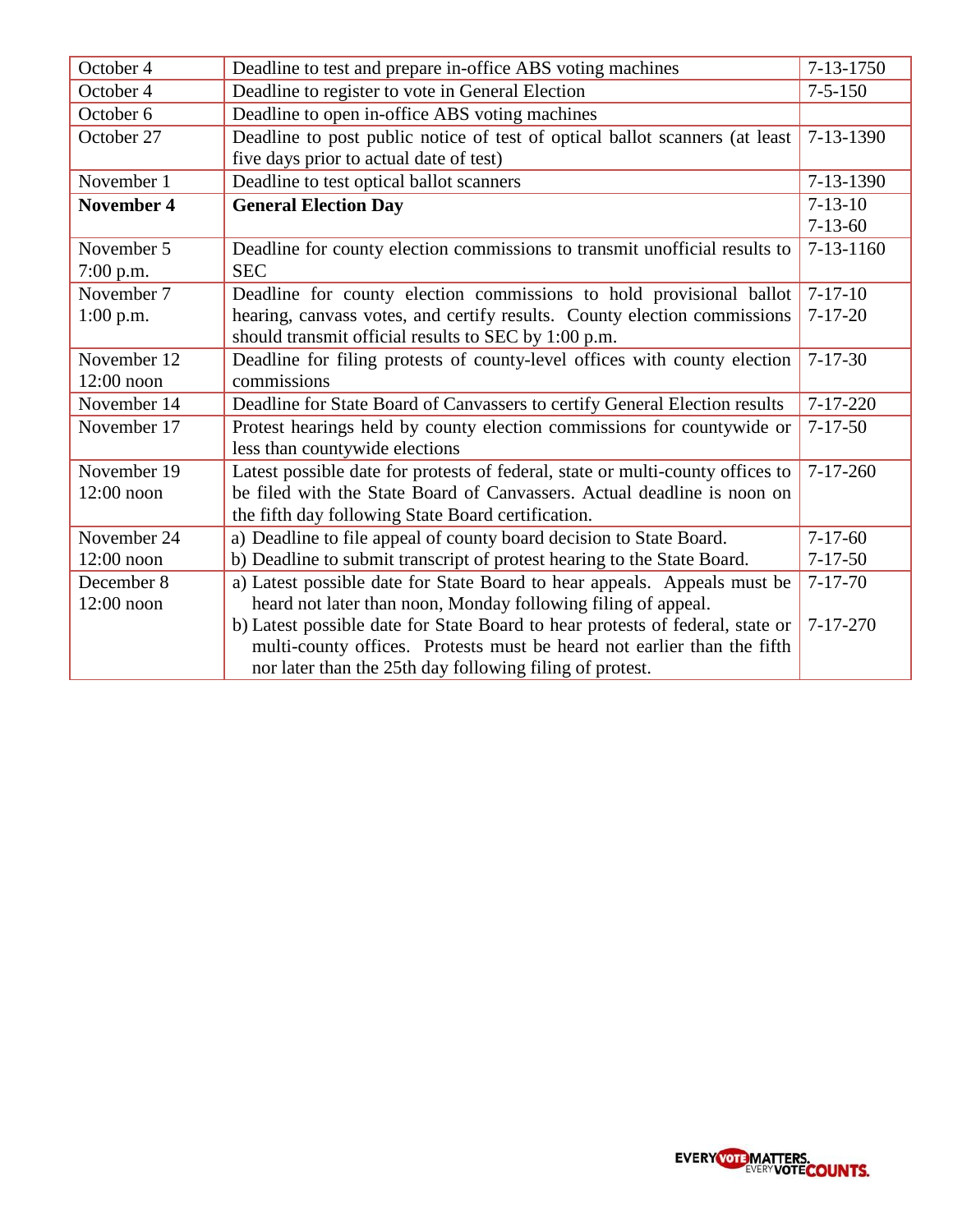| | | |
|---|---|---|
| October 4 | Deadline to test and prepare in-office ABS voting machines | 7-13-1750 |
| October 4 | Deadline to register to vote in General Election | 7-5-150 |
| October 6 | Deadline to open in-office ABS voting machines | |
| October 27 | Deadline to post public notice of test of optical ballot scanners (at least five days prior to actual date of test) | 7-13-1390 |
| November 1 | Deadline to test optical ballot scanners | 7-13-1390 |
| **November 4** | **General Election Day** | 7-13-10<br>7-13-60 |
| November 5<br>7:00 p.m. | Deadline for county election commissions to transmit unofficial results to SEC | 7-13-1160 |
| November 7<br>1:00 p.m. | Deadline for county election commissions to hold provisional ballot hearing, canvass votes, and certify results. County election commissions should transmit official results to SEC by 1:00 p.m. | 7-17-10<br>7-17-20 |
| November 12<br>12:00 noon | Deadline for filing protests of county-level offices with county election commissions | 7-17-30 |
| November 14 | Deadline for State Board of Canvassers to certify General Election results | 7-17-220 |
| November 17 | Protest hearings held by county election commissions for countywide or less than countywide elections | 7-17-50 |
| November 19<br>12:00 noon | Latest possible date for protests of federal, state or multi-county offices to be filed with the State Board of Canvassers. Actual deadline is noon on the fifth day following State Board certification. | 7-17-260 |
| November 24<br>12:00 noon | a) Deadline to file appeal of county board decision to State Board.<br>b) Deadline to submit transcript of protest hearing to the State Board. | 7-17-60<br>7-17-50 |
| December 8<br>12:00 noon | a) Latest possible date for State Board to hear appeals. Appeals must be heard not later than noon, Monday following filing of appeal.<br>b) Latest possible date for State Board to hear protests of federal, state or multi-county offices. Protests must be heard not earlier than the fifth nor later than the 25th day following filing of protest. | 7-17-70<br>7-17-270 |

EVERY VOTE MATTERS. EVERY VOTE COUNTS.